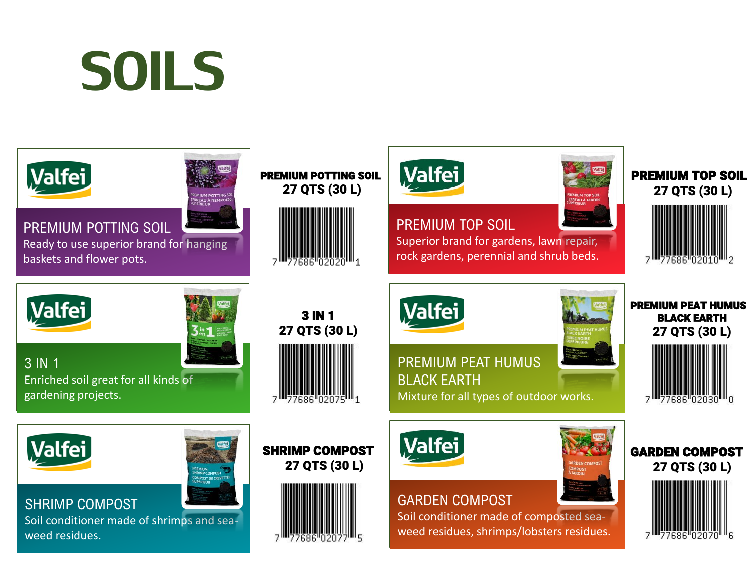# SOILS

## PREMIUM POTTING SOIL

Valfei

Ready to use superior brand for hanging baskets and flower pots.

**PREMIUM POTTING SOIL**
**27 QTS (30 L)**

7 77686 02020 1

## PREMIUM TOP SOIL

Valfei

Superior brand for gardens, lawn repair, rock gardens, perennial and shrub beds.

**PREMIUM TOP SOIL**
**27 QTS (30 L)**

7 77686 02010 2

## 3 IN 1

Valfei

Enriched soil great for all kinds of gardening projects.

**3 IN 1**
**27 QTS (30 L)**

7 77686 02075 1

## PREMIUM PEAT HUMUS BLACK EARTH

Valfei

Mixture for all types of outdoor works.

**PREMIUM PEAT HUMUS BLACK EARTH**
**27 QTS (30 L)**

7 77686 02030 0

## SHRIMP COMPOST

Valfei

Soil conditioner made of shrimps and sea-weed residues.

**SHRIMP COMPOST**
**27 QTS (30 L)**

7 77686 02077 5

## GARDEN COMPOST

Valfei

Soil conditioner made of composted sea-weed residues, shrimps/lobsters residues.

**GARDEN COMPOST**
**27 QTS (30 L)**

7 77686 02070 6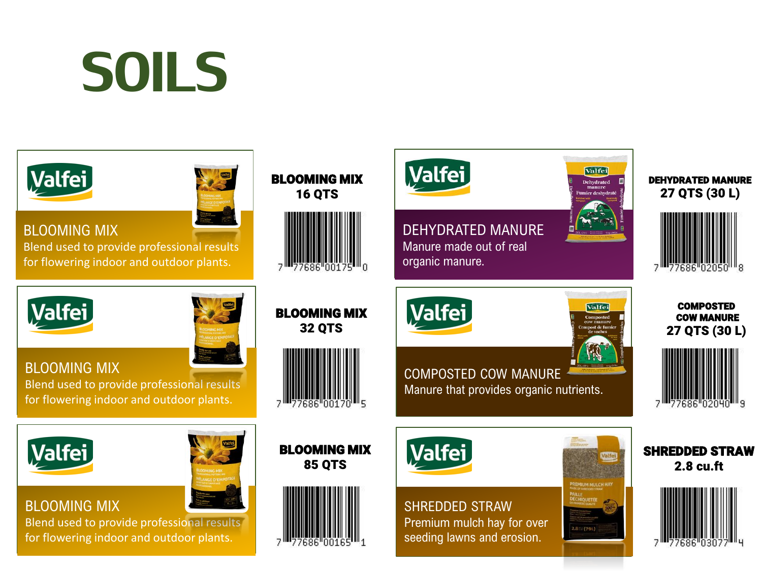# SOILS

**Valfei**

**BLOOMING MIX**
Blend used to provide professional results for flowering indoor and outdoor plants.

**BLOOMING MIX**
**16 QTS**

7 77686 00175 0

**Valfei**

**DEHYDRATED MANURE**
Manure made out of real organic manure.

**DEHYDRATED MANURE**
**27 QTS (30 L)**

7 77686 02050 8

**Valfei**

**BLOOMING MIX**
Blend used to provide professional results for flowering indoor and outdoor plants.

**BLOOMING MIX**
**32 QTS**

7 77686 00170 5

**Valfei**

**COMPOSTED COW MANURE**
Manure that provides organic nutrients.

**COMPOSTED COW MANURE**
**27 QTS (30 L)**

7 77686 02040 9

**Valfei**

**BLOOMING MIX**
Blend used to provide professional results for flowering indoor and outdoor plants.

**BLOOMING MIX**
**85 QTS**

7 77686 00165 1

**Valfei**

**SHREDDED STRAW**
Premium mulch hay for over seeding lawns and erosion.

**SHREDDED STRAW**
**2.8 cu.ft**

7 77686 03077 4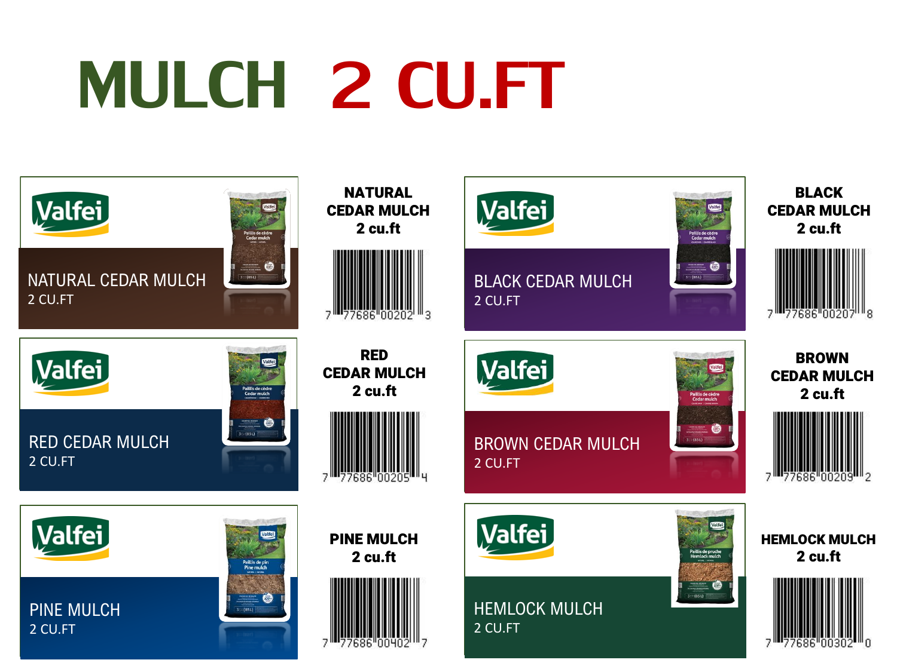# MULCH 2 CU.FT

Valfei

NATURAL CEDAR MULCH
2 CU.FT

**NATURAL CEDAR MULCH**
**2 cu.ft**

7 77686 00202 3

Valfei

BLACK CEDAR MULCH
2 CU.FT

**BLACK CEDAR MULCH**
**2 cu.ft**

7 77686 00207 8

Valfei

RED CEDAR MULCH
2 CU.FT

**RED CEDAR MULCH**
**2 cu.ft**

7 77686 00205 4

Valfei

BROWN CEDAR MULCH
2 CU.FT

**BROWN CEDAR MULCH**
**2 cu.ft**

7 77686 00209 2

Valfei

PINE MULCH
2 CU.FT

**PINE MULCH**
**2 cu.ft**

7 77686 00402 7

Valfei

HEMLOCK MULCH
2 CU.FT

**HEMLOCK MULCH**
**2 cu.ft**

7 77686 00302 0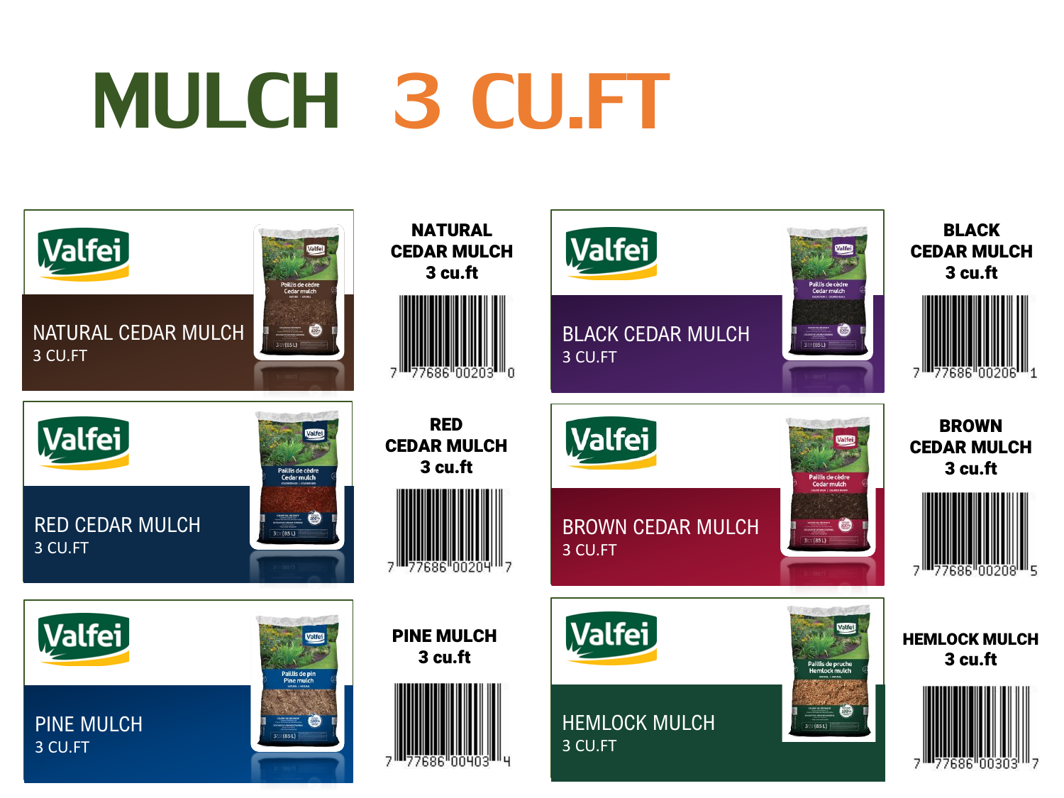# MULCH 3 CU.FT

Valfei

NATURAL CEDAR MULCH
3 CU.FT

**NATURAL CEDAR MULCH 3 cu.ft**

7 77686 00203 0

Valfei

BLACK CEDAR MULCH
3 CU.FT

**BLACK CEDAR MULCH 3 cu.ft**

7 77686 00206 1

Valfei

RED CEDAR MULCH
3 CU.FT

**RED CEDAR MULCH 3 cu.ft**

7 77686 00204 7

Valfei

BROWN CEDAR MULCH
3 CU.FT

**BROWN CEDAR MULCH 3 cu.ft**

7 77686 00208 5

Valfei

PINE MULCH
3 CU.FT

**PINE MULCH 3 cu.ft**

7 77686 00403 4

Valfei

HEMLOCK MULCH
3 CU.FT

**HEMLOCK MULCH 3 cu.ft**

7 77686 00303 7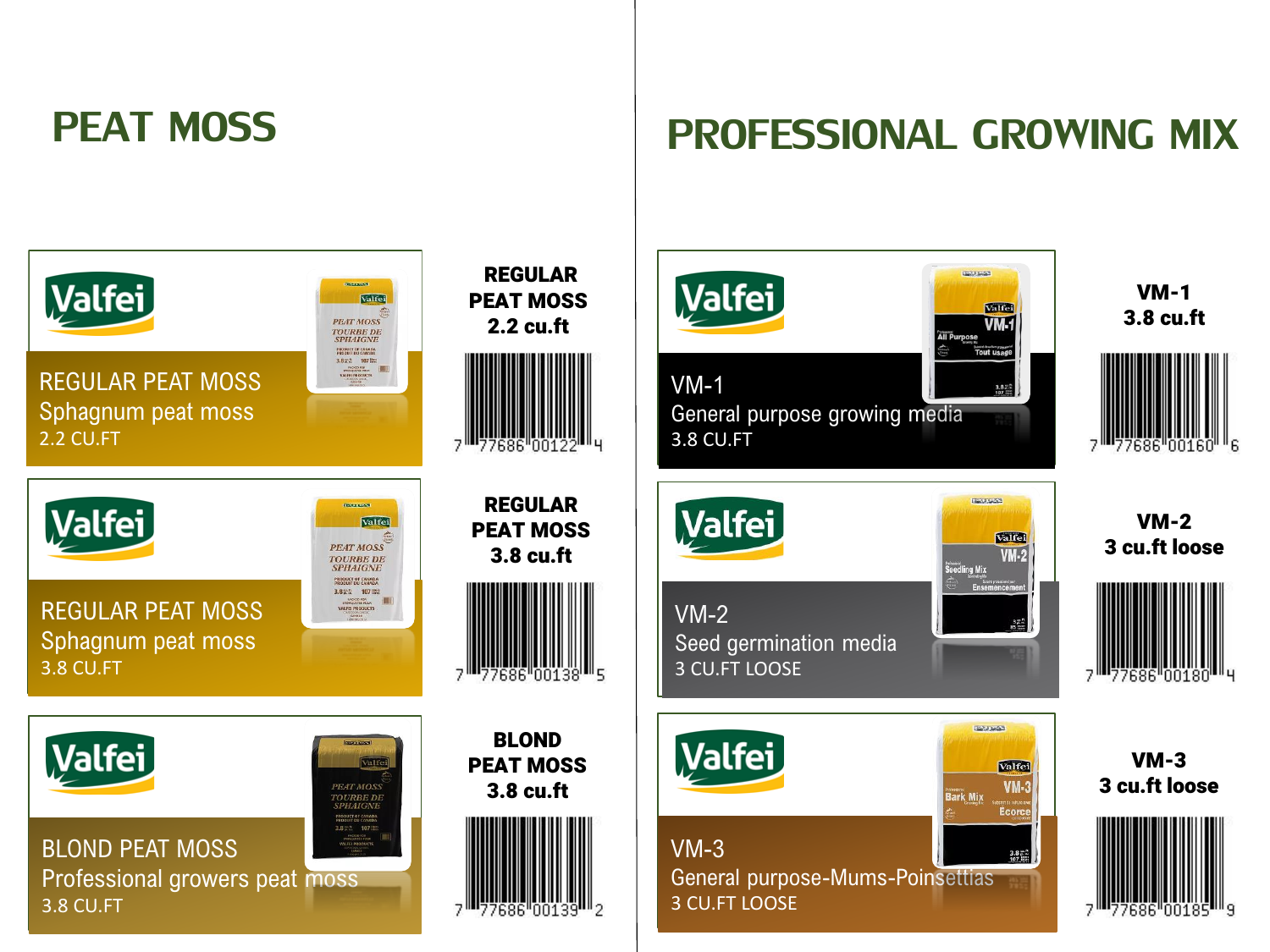# PEAT MOSS

Valfei

REGULAR PEAT MOSS
Sphagnum peat moss
2.2 CU.FT

**REGULAR PEAT MOSS 2.2 cu.ft**

7 77686 00122 4

Valfei

REGULAR PEAT MOSS
Sphagnum peat moss
3.8 CU.FT

**REGULAR PEAT MOSS 3.8 cu.ft**

7 77686 00138 5

Valfei

BLOND PEAT MOSS
Professional growers peat moss
3.8 CU.FT

**BLOND PEAT MOSS 3.8 cu.ft**

7 77686 00139 2

# PROFESSIONAL GROWING MIX

Valfei

VM-1
General purpose growing media
3.8 CU.FT

**VM-1 3.8 cu.ft**

7 77686 00160 6

Valfei

VM-2
Seed germination media
3 CU.FT LOOSE

**VM-2 3 cu.ft loose**

7 77686 00180 4

Valfei

VM-3
General purpose-Mums-Poinsettias
3 CU.FT LOOSE

**VM-3 3 cu.ft loose**

7 77686 00185 9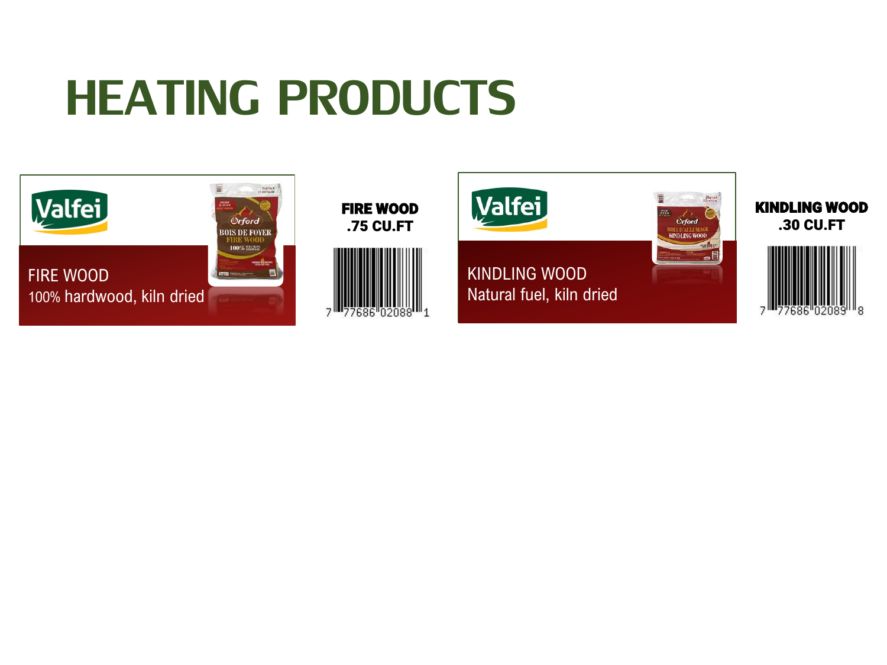# HEATING PRODUCTS

Valfei

FIRE WOOD
100% hardwood, kiln dried

**FIRE WOOD**
**.75 CU.FT**

7 77686 02088 1

Valfei

KINDLING WOOD
Natural fuel, kiln dried

**KINDLING WOOD**
**.30 CU.FT**

7 77686 02089 8